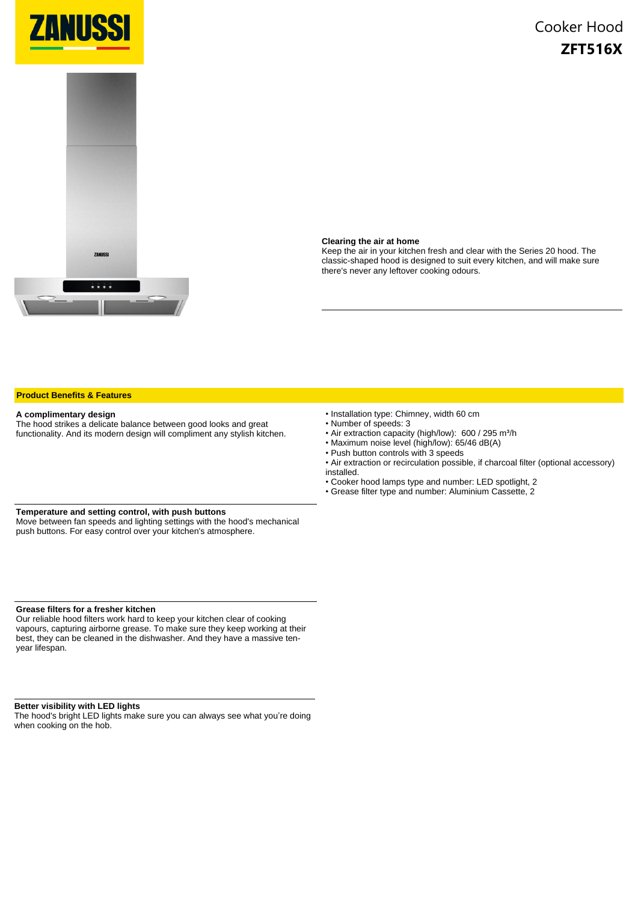ZANUSSI

# Cooker Hood

## ZFT516X

### Clearing the air at home

Keep the air in your kitchen fresh and clear with the Series 20 hood. The classic-shaped hood is designed to suit every kitchen, and will make sure there's never any leftover cooking odours.

## Product Benefits & Features

### A complimentary design

The hood strikes a delicate balance between good looks and great functionality. And its modern design will compliment any stylish kitchen.

### Temperature and setting control, with push buttons

Move between fan speeds and lighting settings with the hood's mechanical push buttons. For easy control over your kitchen's atmosphere.

### Grease filters for a fresher kitchen

Our reliable hood filters work hard to keep your kitchen clear of cooking vapours, capturing airborne grease. To make sure they keep working at their best, they can be cleaned in the dishwasher. And they have a massive ten-year lifespan.

### Better visibility with LED lights

The hood's bright LED lights make sure you can always see what you're doing when cooking on the hob.

- Installation type: Chimney, width 60 cm
- Number of speeds: 3
- Air extraction capacity (high/low): 600 / 295 $m^3$/h
- Maximum noise level (high/low): 65/46 dB(A)
- Push button controls with 3 speeds
- Air extraction or recirculation possible, if charcoal filter (optional accessory) installed.
- Cooker hood lamps type and number: LED spotlight, 2
- Grease filter type and number: Aluminium Cassette, 2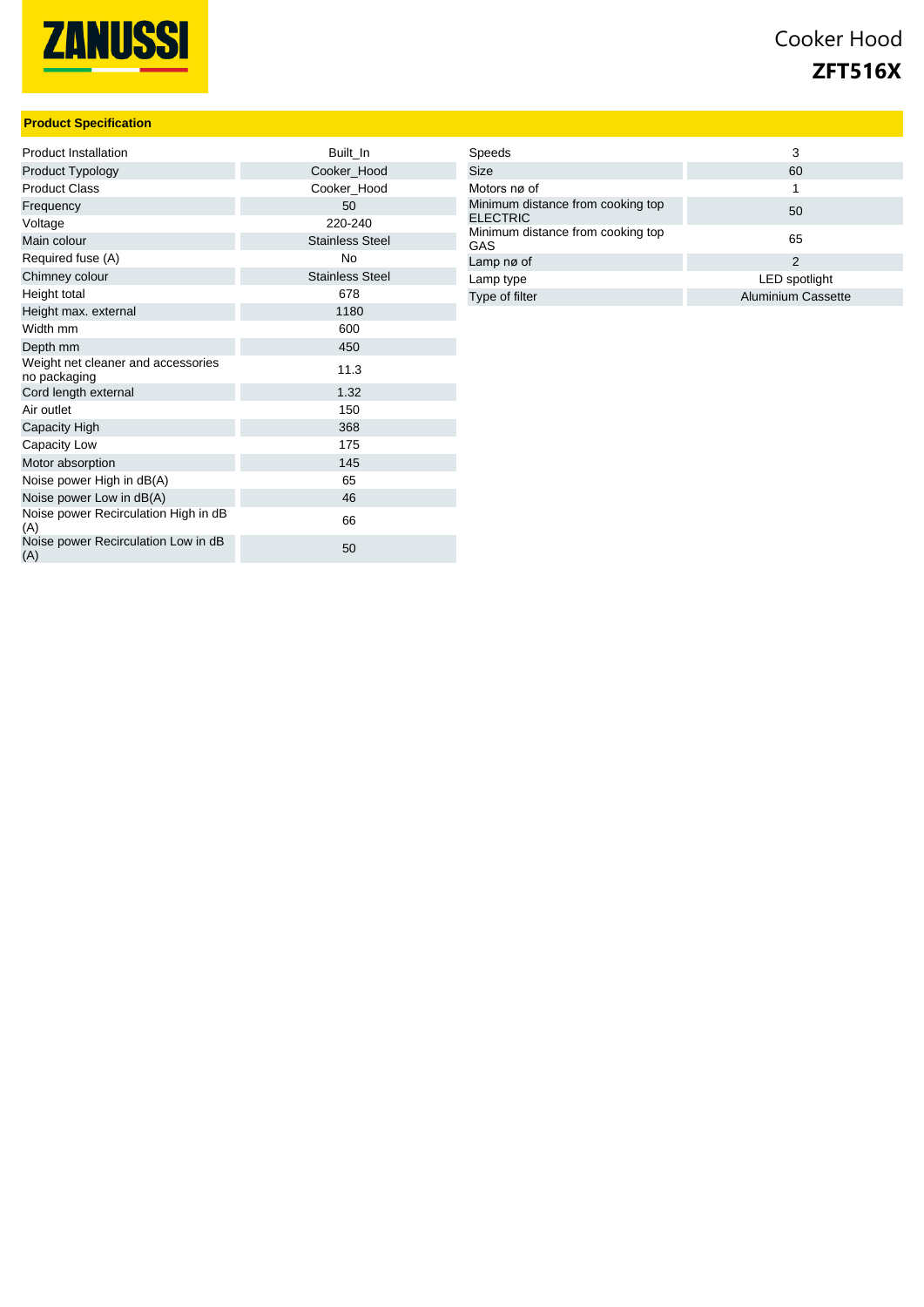# Cooker Hood

## ZFT516X

**Product Specification**

| | |
|---|---|
| Product Installation | Built_In |
| Product Typology | Cooker_Hood |
| Product Class | Cooker_Hood |
| Frequency | 50 |
| Voltage | 220-240 |
| Main colour | Stainless Steel |
| Required fuse (A) | No |
| Chimney colour | Stainless Steel |
| Height total | 678 |
| Height max. external | 1180 |
| Width mm | 600 |
| Depth mm | 450 |
| Weight net cleaner and accessories no packaging | 11.3 |
| Cord length external | 1.32 |
| Air outlet | 150 |
| Capacity High | 368 |
| Capacity Low | 175 |
| Motor absorption | 145 |
| Noise power High in dB(A) | 65 |
| Noise power Low in dB(A) | 46 |
| Noise power Recirculation High in dB (A) | 66 |
| Noise power Recirculation Low in dB (A) | 50 |

| | |
|---|---|
| Speeds | 3 |
| Size | 60 |
| Motors nø of | 1 |
| Minimum distance from cooking top ELECTRIC | 50 |
| Minimum distance from cooking top GAS | 65 |
| Lamp nø of | 2 |
| Lamp type | LED spotlight |
| Type of filter | Aluminium Cassette |